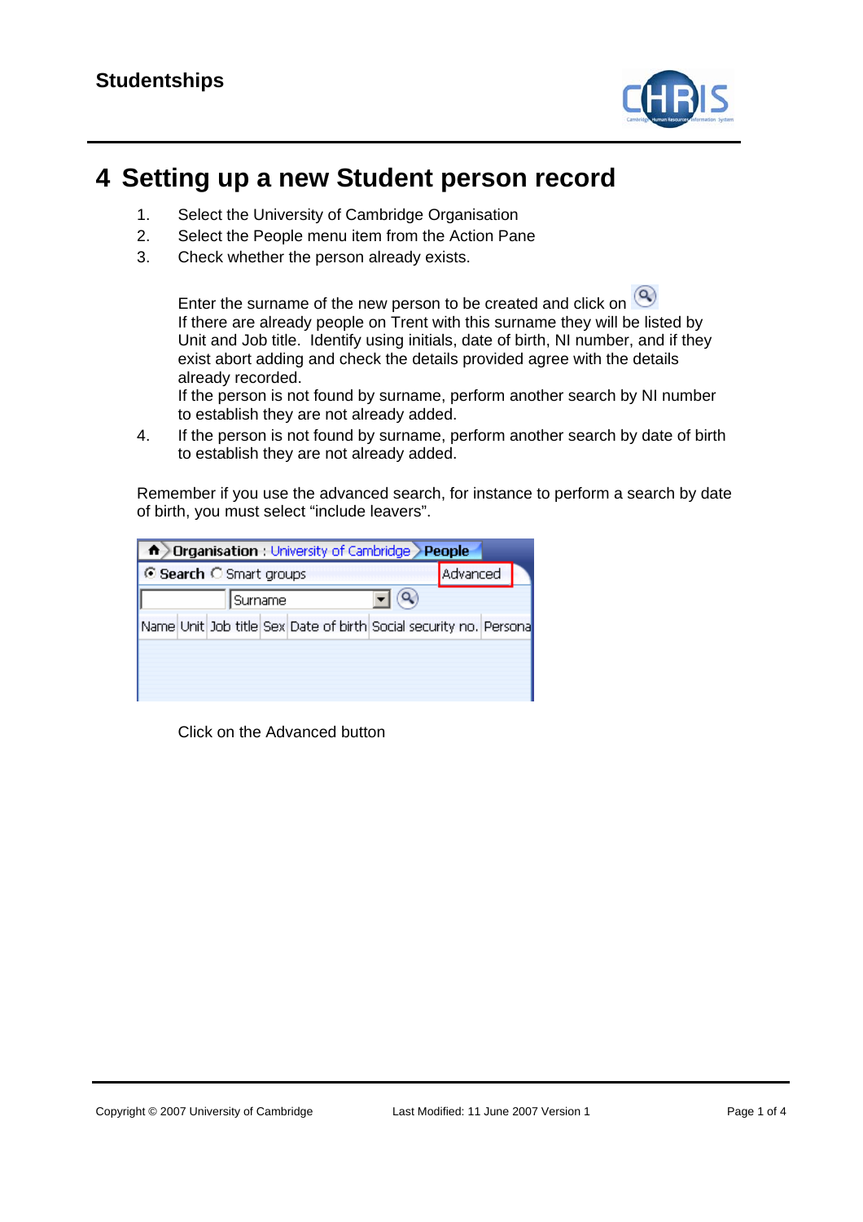# 4 Setting up a new Student person record

1. Select the University of Cambridge Organisation
2. Select the People menu item from the Action Pane
3. Check whether the person already exists.

   Enter the surname of the new person to be created and click on
   If there are already people on Trent with this surname they will be listed by Unit and Job title. Identify using initials, date of birth, NI number, and if they exist abort adding and check the details provided agree with the details already recorded.
   If the person is not found by surname, perform another search by NI number to establish they are not already added.
4. If the person is not found by surname, perform another search by date of birth to establish they are not already added.

Remember if you use the advanced search, for instance to perform a search by date of birth, you must select "include leavers".

Click on the Advanced button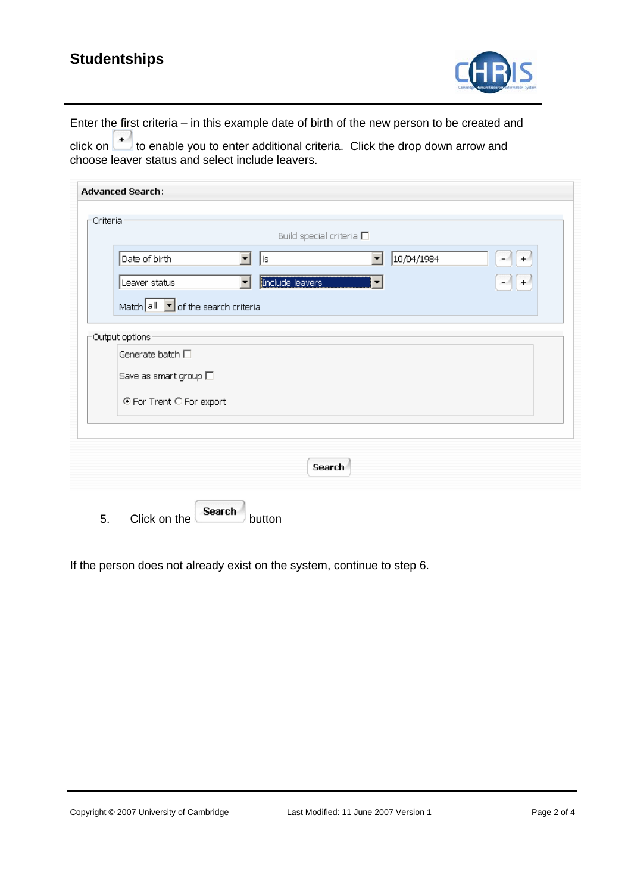Enter the first criteria – in this example date of birth of the new person to be created and click on [+] to enable you to enter additional criteria. Click the drop down arrow and choose leaver status and select include leavers.

**Advanced Search:**

Criteria

Build special criteria ☐

| | | | |
|---|---|---|---|
| Date of birth | is | 10/04/1984 | - + |
| Leaver status | Include leavers | | - + |

Match all of the search criteria

Output options

Generate batch ☐

Save as smart group ☐

◉ For Trent ○ For export

Search

5. Click on the **Search** button

If the person does not already exist on the system, continue to step 6.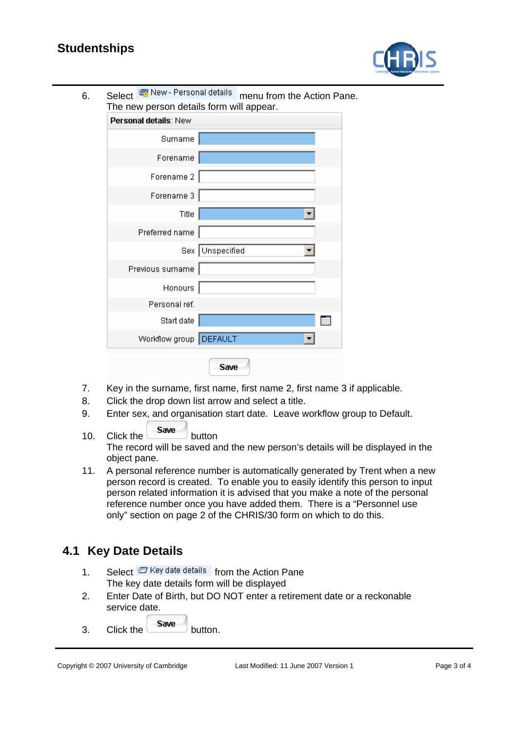6. Select New - Personal details menu from the Action Pane.
   The new person details form will appear.

   | **Personal details**: New | |
   |---|---|
   | Surname | |
   | Forename | |
   | Forename 2 | |
   | Forename 3 | |
   | Title | |
   | Preferred name | |
   | Sex | Unspecified |
   | Previous surname | |
   | Honours | |
   | Personal ref. | |
   | Start date | |
   | Workflow group | DEFAULT |

   Save

7. Key in the surname, first name, first name 2, first name 3 if applicable.
8. Click the drop down list arrow and select a title.
9. Enter sex, and organisation start date. Leave workflow group to Default.
10. Click the Save button
    The record will be saved and the new person's details will be displayed in the object pane.
11. A personal reference number is automatically generated by Trent when a new person record is created. To enable you to easily identify this person to input person related information it is advised that you make a note of the personal reference number once you have added them. There is a "Personnel use only" section on page 2 of the CHRIS/30 form on which to do this.

## 4.1 Key Date Details

1. Select Key date details from the Action Pane
   The key date details form will be displayed
2. Enter Date of Birth, but DO NOT enter a retirement date or a reckonable service date.
3. Click the Save button.